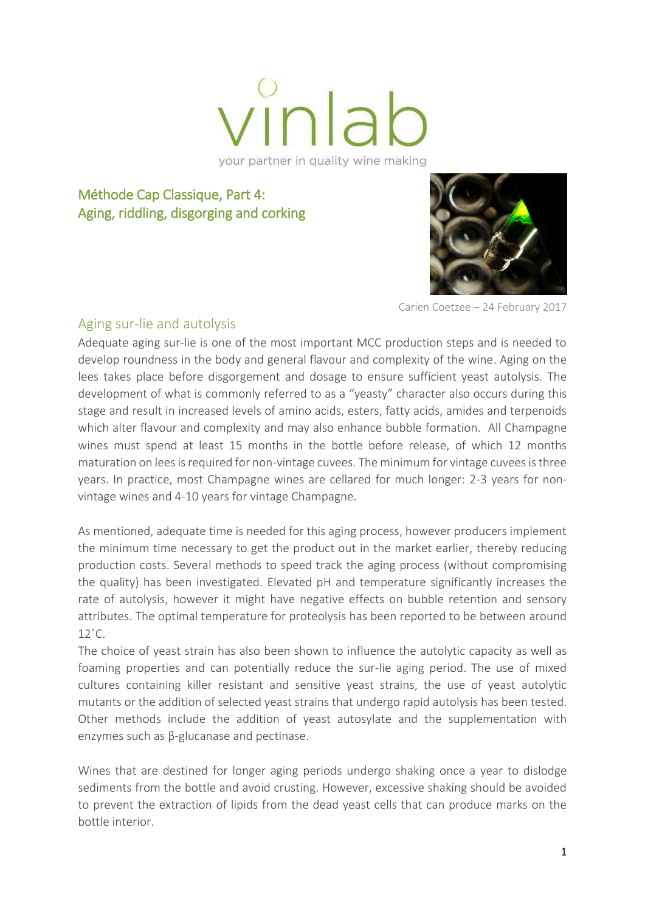vinlab

your partner in quality wine making

# Méthode Cap Classique, Part 4: Aging, riddling, disgorging and corking

Carien Coetzee – 24 February 2017

## Aging sur-lie and autolysis

Adequate aging sur-lie is one of the most important MCC production steps and is needed to develop roundness in the body and general flavour and complexity of the wine. Aging on the lees takes place before disgorgement and dosage to ensure sufficient yeast autolysis. The development of what is commonly referred to as a "yeasty" character also occurs during this stage and result in increased levels of amino acids, esters, fatty acids, amides and terpenoids which alter flavour and complexity and may also enhance bubble formation. All Champagne wines must spend at least 15 months in the bottle before release, of which 12 months maturation on lees is required for non-vintage cuvees. The minimum for vintage cuvees is three years. In practice, most Champagne wines are cellared for much longer: 2-3 years for non-vintage wines and 4-10 years for vintage Champagne.

As mentioned, adequate time is needed for this aging process, however producers implement the minimum time necessary to get the product out in the market earlier, thereby reducing production costs. Several methods to speed track the aging process (without compromising the quality) has been investigated. Elevated pH and temperature significantly increases the rate of autolysis, however it might have negative effects on bubble retention and sensory attributes. The optimal temperature for proteolysis has been reported to be between around 12˚C.
The choice of yeast strain has also been shown to influence the autolytic capacity as well as foaming properties and can potentially reduce the sur-lie aging period. The use of mixed cultures containing killer resistant and sensitive yeast strains, the use of yeast autolytic mutants or the addition of selected yeast strains that undergo rapid autolysis has been tested. Other methods include the addition of yeast autosylate and the supplementation with enzymes such as β-glucanase and pectinase.

Wines that are destined for longer aging periods undergo shaking once a year to dislodge sediments from the bottle and avoid crusting. However, excessive shaking should be avoided to prevent the extraction of lipids from the dead yeast cells that can produce marks on the bottle interior.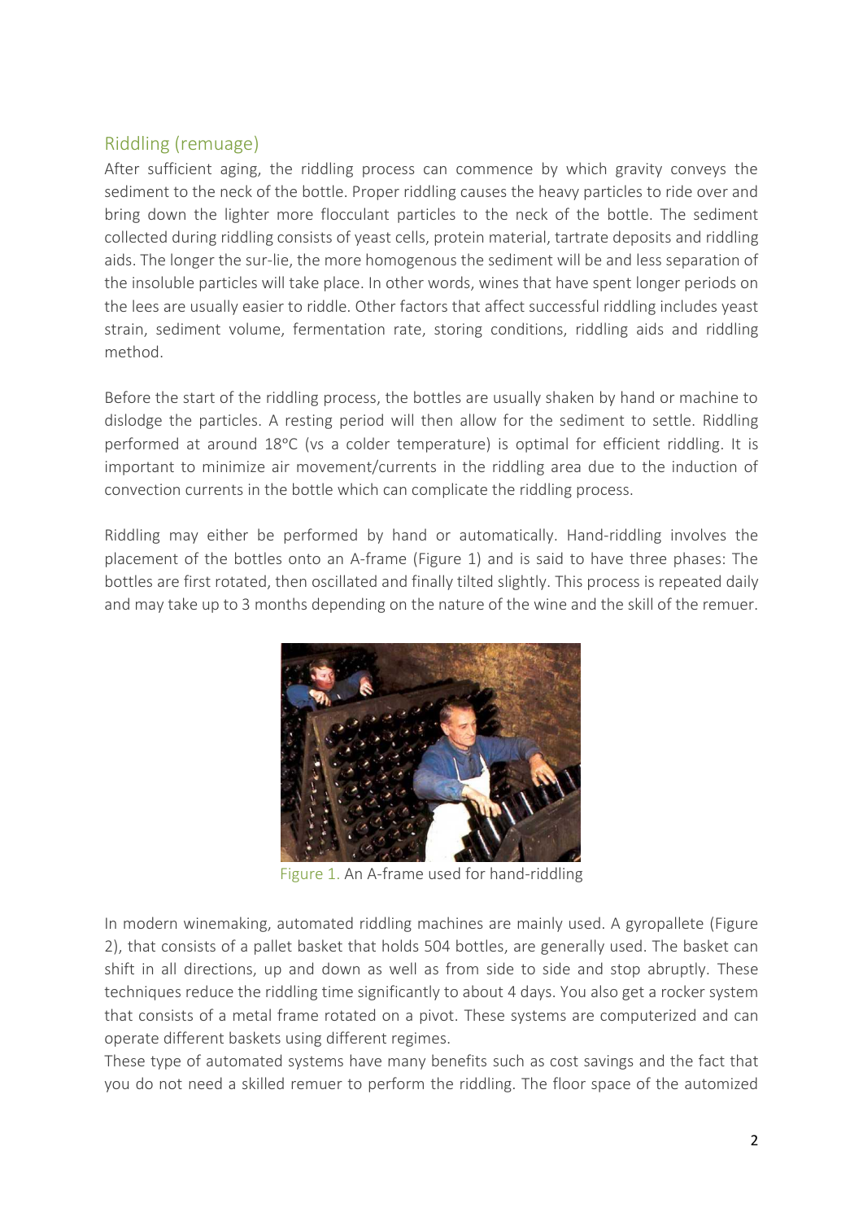## Riddling (remuage)

After sufficient aging, the riddling process can commence by which gravity conveys the sediment to the neck of the bottle. Proper riddling causes the heavy particles to ride over and bring down the lighter more flocculant particles to the neck of the bottle. The sediment collected during riddling consists of yeast cells, protein material, tartrate deposits and riddling aids. The longer the sur-lie, the more homogenous the sediment will be and less separation of the insoluble particles will take place. In other words, wines that have spent longer periods on the lees are usually easier to riddle. Other factors that affect successful riddling includes yeast strain, sediment volume, fermentation rate, storing conditions, riddling aids and riddling method.

Before the start of the riddling process, the bottles are usually shaken by hand or machine to dislodge the particles. A resting period will then allow for the sediment to settle. Riddling performed at around 18ºC (vs a colder temperature) is optimal for efficient riddling. It is important to minimize air movement/currents in the riddling area due to the induction of convection currents in the bottle which can complicate the riddling process.

Riddling may either be performed by hand or automatically. Hand-riddling involves the placement of the bottles onto an A-frame (Figure 1) and is said to have three phases: The bottles are first rotated, then oscillated and finally tilted slightly. This process is repeated daily and may take up to 3 months depending on the nature of the wine and the skill of the remuer.

Figure 1. An A-frame used for hand-riddling

In modern winemaking, automated riddling machines are mainly used. A gyropallete (Figure 2), that consists of a pallet basket that holds 504 bottles, are generally used. The basket can shift in all directions, up and down as well as from side to side and stop abruptly. These techniques reduce the riddling time significantly to about 4 days. You also get a rocker system that consists of a metal frame rotated on a pivot. These systems are computerized and can operate different baskets using different regimes.

These type of automated systems have many benefits such as cost savings and the fact that you do not need a skilled remuer to perform the riddling. The floor space of the automized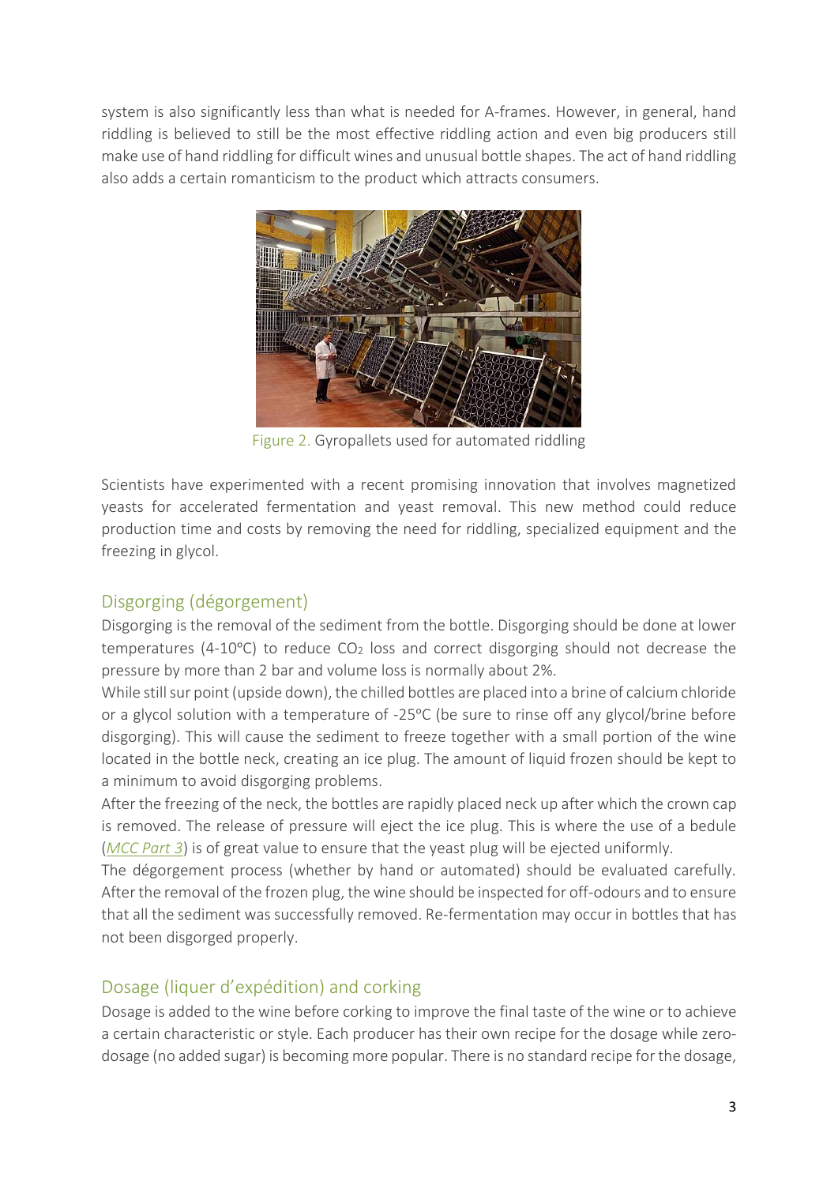system is also significantly less than what is needed for A-frames. However, in general, hand riddling is believed to still be the most effective riddling action and even big producers still make use of hand riddling for difficult wines and unusual bottle shapes. The act of hand riddling also adds a certain romanticism to the product which attracts consumers.

Figure 2. Gyropallets used for automated riddling

Scientists have experimented with a recent promising innovation that involves magnetized yeasts for accelerated fermentation and yeast removal. This new method could reduce production time and costs by removing the need for riddling, specialized equipment and the freezing in glycol.

## Disgorging (dégorgement)

Disgorging is the removal of the sediment from the bottle. Disgorging should be done at lower temperatures (4-10ºC) to reduce $CO_2$ loss and correct disgorging should not decrease the pressure by more than 2 bar and volume loss is normally about 2%.

While still sur point (upside down), the chilled bottles are placed into a brine of calcium chloride or a glycol solution with a temperature of -25°C (be sure to rinse off any glycol/brine before disgorging). This will cause the sediment to freeze together with a small portion of the wine located in the bottle neck, creating an ice plug. The amount of liquid frozen should be kept to a minimum to avoid disgorging problems.

After the freezing of the neck, the bottles are rapidly placed neck up after which the crown cap is removed. The release of pressure will eject the ice plug. This is where the use of a bedule (*MCC Part 3*) is of great value to ensure that the yeast plug will be ejected uniformly.

The dégorgement process (whether by hand or automated) should be evaluated carefully. After the removal of the frozen plug, the wine should be inspected for off-odours and to ensure that all the sediment was successfully removed. Re-fermentation may occur in bottles that has not been disgorged properly.

## Dosage (liquer d'expédition) and corking

Dosage is added to the wine before corking to improve the final taste of the wine or to achieve a certain characteristic or style. Each producer has their own recipe for the dosage while zero-dosage (no added sugar) is becoming more popular. There is no standard recipe for the dosage,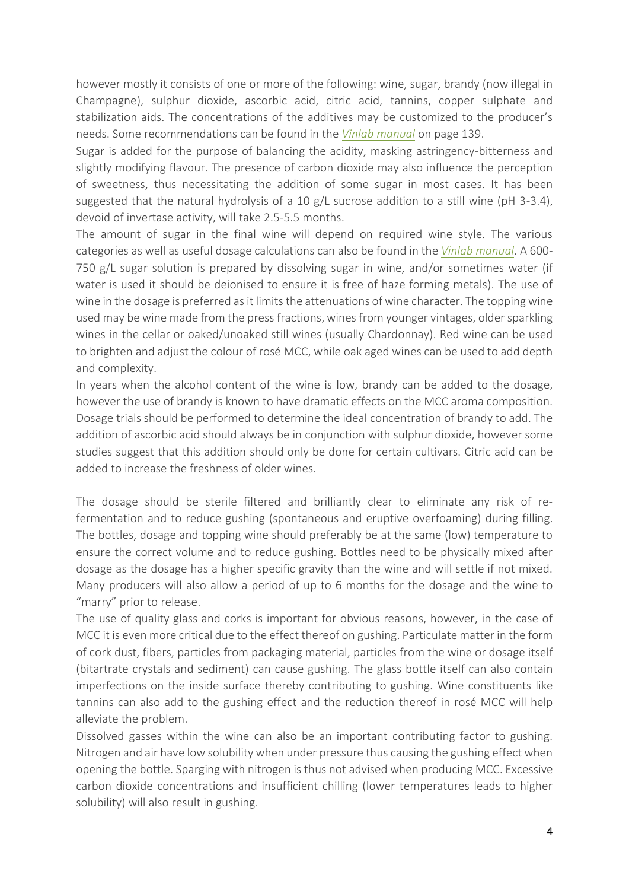however mostly it consists of one or more of the following: wine, sugar, brandy (now illegal in Champagne), sulphur dioxide, ascorbic acid, citric acid, tannins, copper sulphate and stabilization aids. The concentrations of the additives may be customized to the producer's needs. Some recommendations can be found in the *Vinlab manual* on page 139.

Sugar is added for the purpose of balancing the acidity, masking astringency-bitterness and slightly modifying flavour. The presence of carbon dioxide may also influence the perception of sweetness, thus necessitating the addition of some sugar in most cases. It has been suggested that the natural hydrolysis of a 10 g/L sucrose addition to a still wine (pH 3-3.4), devoid of invertase activity, will take 2.5-5.5 months.

The amount of sugar in the final wine will depend on required wine style. The various categories as well as useful dosage calculations can also be found in the *Vinlab manual*. A 600-750 g/L sugar solution is prepared by dissolving sugar in wine, and/or sometimes water (if water is used it should be deionised to ensure it is free of haze forming metals). The use of wine in the dosage is preferred as it limits the attenuations of wine character. The topping wine used may be wine made from the press fractions, wines from younger vintages, older sparkling wines in the cellar or oaked/unoaked still wines (usually Chardonnay). Red wine can be used to brighten and adjust the colour of rosé MCC, while oak aged wines can be used to add depth and complexity.

In years when the alcohol content of the wine is low, brandy can be added to the dosage, however the use of brandy is known to have dramatic effects on the MCC aroma composition. Dosage trials should be performed to determine the ideal concentration of brandy to add. The addition of ascorbic acid should always be in conjunction with sulphur dioxide, however some studies suggest that this addition should only be done for certain cultivars. Citric acid can be added to increase the freshness of older wines.

The dosage should be sterile filtered and brilliantly clear to eliminate any risk of re-fermentation and to reduce gushing (spontaneous and eruptive overfoaming) during filling. The bottles, dosage and topping wine should preferably be at the same (low) temperature to ensure the correct volume and to reduce gushing. Bottles need to be physically mixed after dosage as the dosage has a higher specific gravity than the wine and will settle if not mixed. Many producers will also allow a period of up to 6 months for the dosage and the wine to "marry" prior to release.

The use of quality glass and corks is important for obvious reasons, however, in the case of MCC it is even more critical due to the effect thereof on gushing. Particulate matter in the form of cork dust, fibers, particles from packaging material, particles from the wine or dosage itself (bitartrate crystals and sediment) can cause gushing. The glass bottle itself can also contain imperfections on the inside surface thereby contributing to gushing. Wine constituents like tannins can also add to the gushing effect and the reduction thereof in rosé MCC will help alleviate the problem.

Dissolved gasses within the wine can also be an important contributing factor to gushing. Nitrogen and air have low solubility when under pressure thus causing the gushing effect when opening the bottle. Sparging with nitrogen is thus not advised when producing MCC. Excessive carbon dioxide concentrations and insufficient chilling (lower temperatures leads to higher solubility) will also result in gushing.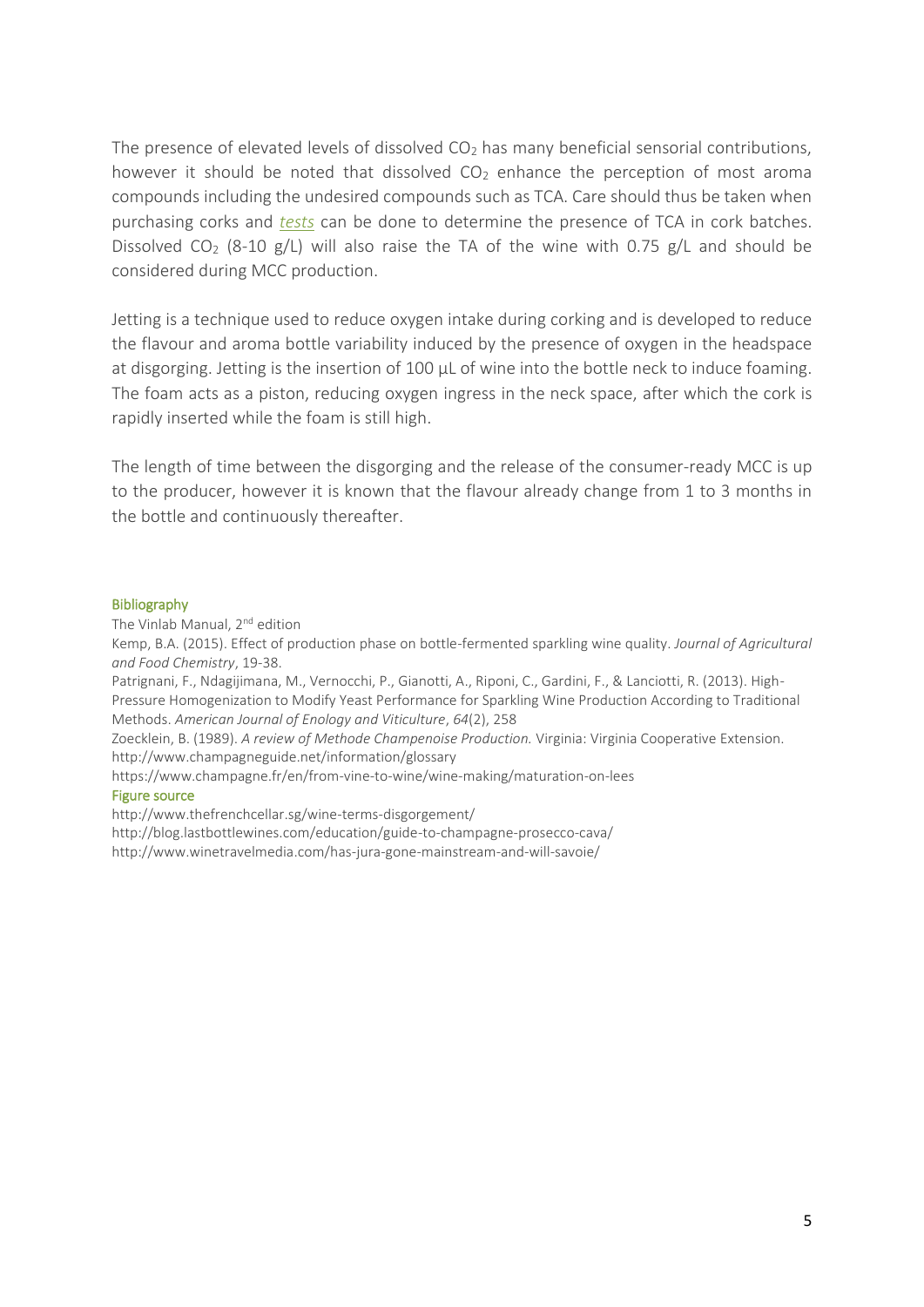The presence of elevated levels of dissolved $CO_2$ has many beneficial sensorial contributions, however it should be noted that dissolved $CO_2$ enhance the perception of most aroma compounds including the undesired compounds such as TCA. Care should thus be taken when purchasing corks and *tests* can be done to determine the presence of TCA in cork batches. Dissolved $CO_2$ (8-10 g/L) will also raise the TA of the wine with 0.75 g/L and should be considered during MCC production.

Jetting is a technique used to reduce oxygen intake during corking and is developed to reduce the flavour and aroma bottle variability induced by the presence of oxygen in the headspace at disgorging. Jetting is the insertion of 100 µL of wine into the bottle neck to induce foaming. The foam acts as a piston, reducing oxygen ingress in the neck space, after which the cork is rapidly inserted while the foam is still high.

The length of time between the disgorging and the release of the consumer-ready MCC is up to the producer, however it is known that the flavour already change from 1 to 3 months in the bottle and continuously thereafter.

### Bibliography

The Vinlab Manual, 2nd edition

Kemp, B.A. (2015). Effect of production phase on bottle-fermented sparkling wine quality. *Journal of Agricultural and Food Chemistry*, 19-38.

Patrignani, F., Ndagijimana, M., Vernocchi, P., Gianotti, A., Riponi, C., Gardini, F., & Lanciotti, R. (2013). High-Pressure Homogenization to Modify Yeast Performance for Sparkling Wine Production According to Traditional Methods. *American Journal of Enology and Viticulture*, *64*(2), 258

Zoecklein, B. (1989). *A review of Methode Champenoise Production.* Virginia: Virginia Cooperative Extension.

http://www.champagneguide.net/information/glossary

https://www.champagne.fr/en/from-vine-to-wine/wine-making/maturation-on-lees

### Figure source

http://www.thefrenchcellar.sg/wine-terms-disgorgement/

http://blog.lastbottlewines.com/education/guide-to-champagne-prosecco-cava/

http://www.winetravelmedia.com/has-jura-gone-mainstream-and-will-savoie/